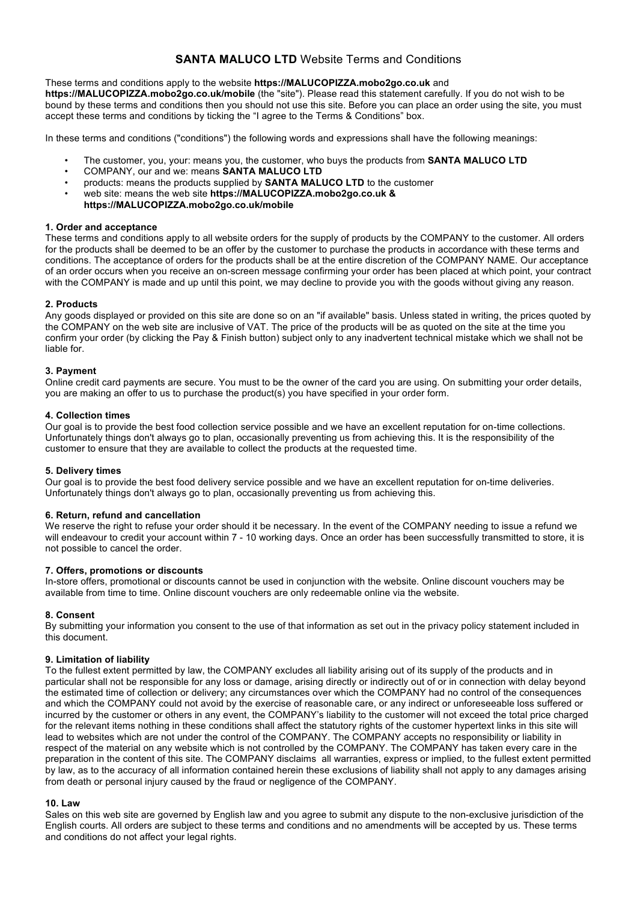# **SANTA MALUCO LTD** Website Terms and Conditions

These terms and conditions apply to the website **https://MALUCOPIZZA.mobo2go.co.uk** and **https://MALUCOPIZZA.mobo2go.co.uk/mobile** (the "site"). Please read this statement carefully. If you do not wish to be bound by these terms and conditions then you should not use this site. Before you can place an order using the site, you must accept these terms and conditions by ticking the "I agree to the Terms & Conditions" box.

In these terms and conditions ("conditions") the following words and expressions shall have the following meanings:

- The customer, you, your: means you, the customer, who buys the products from **SANTA MALUCO LTD**
- COMPANY, our and we: means **SANTA MALUCO LTD**
- products: means the products supplied by **SANTA MALUCO LTD** to the customer
- web site: means the web site **https://MALUCOPIZZA.mobo2go.co.uk & https://MALUCOPIZZA.mobo2go.co.uk/mobile**

### 1. Order and acceptance

These terms and conditions apply to all website orders for the supply of products by the COMPANY to the customer. All orders for the products shall be deemed to be an offer by the customer to purchase the products in accordance with these terms and conditions. The acceptance of orders for the products shall be at the entire discretion of the COMPANY NAME. Our acceptance of an order occurs when you receive an on-screen message confirming your order has been placed at which point, your contract with the COMPANY is made and up until this point, we may decline to provide you with the goods without giving any reason.

### 2. Products

Any goods displayed or provided on this site are done so on an "if available" basis. Unless stated in writing, the prices quoted by the COMPANY on the web site are inclusive of VAT. The price of the products will be as quoted on the site at the time you confirm your order (by clicking the Pay & Finish button) subject only to any inadvertent technical mistake which we shall not be liable for.

### 3. Payment

Online credit card payments are secure. You must to be the owner of the card you are using. On submitting your order details, you are making an offer to us to purchase the product(s) you have specified in your order form.

### 4. Collection times

Our goal is to provide the best food collection service possible and we have an excellent reputation for on-time collections. Unfortunately things don't always go to plan, occasionally preventing us from achieving this. It is the responsibility of the customer to ensure that they are available to collect the products at the requested time.

### 5. Delivery times

Our goal is to provide the best food delivery service possible and we have an excellent reputation for on-time deliveries. Unfortunately things don't always go to plan, occasionally preventing us from achieving this.

### 6. Return, refund and cancellation

We reserve the right to refuse your order should it be necessary. In the event of the COMPANY needing to issue a refund we will endeavour to credit your account within 7 - 10 working days. Once an order has been successfully transmitted to store, it is not possible to cancel the order.

### 7. Offers, promotions or discounts

In-store offers, promotional or discounts cannot be used in conjunction with the website. Online discount vouchers may be available from time to time. Online discount vouchers are only redeemable online via the website.

### 8. Consent

By submitting your information you consent to the use of that information as set out in the privacy policy statement included in this document.

### 9. Limitation of liability

To the fullest extent permitted by law, the COMPANY excludes all liability arising out of its supply of the products and in particular shall not be responsible for any loss or damage, arising directly or indirectly out of or in connection with delay beyond the estimated time of collection or delivery; any circumstances over which the COMPANY had no control of the consequences and which the COMPANY could not avoid by the exercise of reasonable care, or any indirect or unforeseeable loss suffered or incurred by the customer or others in any event, the COMPANY's liability to the customer will not exceed the total price charged for the relevant items nothing in these conditions shall affect the statutory rights of the customer hypertext links in this site will lead to websites which are not under the control of the COMPANY. The COMPANY accepts no responsibility or liability in respect of the material on any website which is not controlled by the COMPANY. The COMPANY has taken every care in the preparation in the content of this site. The COMPANY disclaims all warranties, express or implied, to the fullest extent permitted by law, as to the accuracy of all information contained herein these exclusions of liability shall not apply to any damages arising from death or personal injury caused by the fraud or negligence of the COMPANY.

### 10. Law

Sales on this web site are governed by English law and you agree to submit any dispute to the non-exclusive jurisdiction of the English courts. All orders are subject to these terms and conditions and no amendments will be accepted by us. These terms and conditions do not affect your legal rights.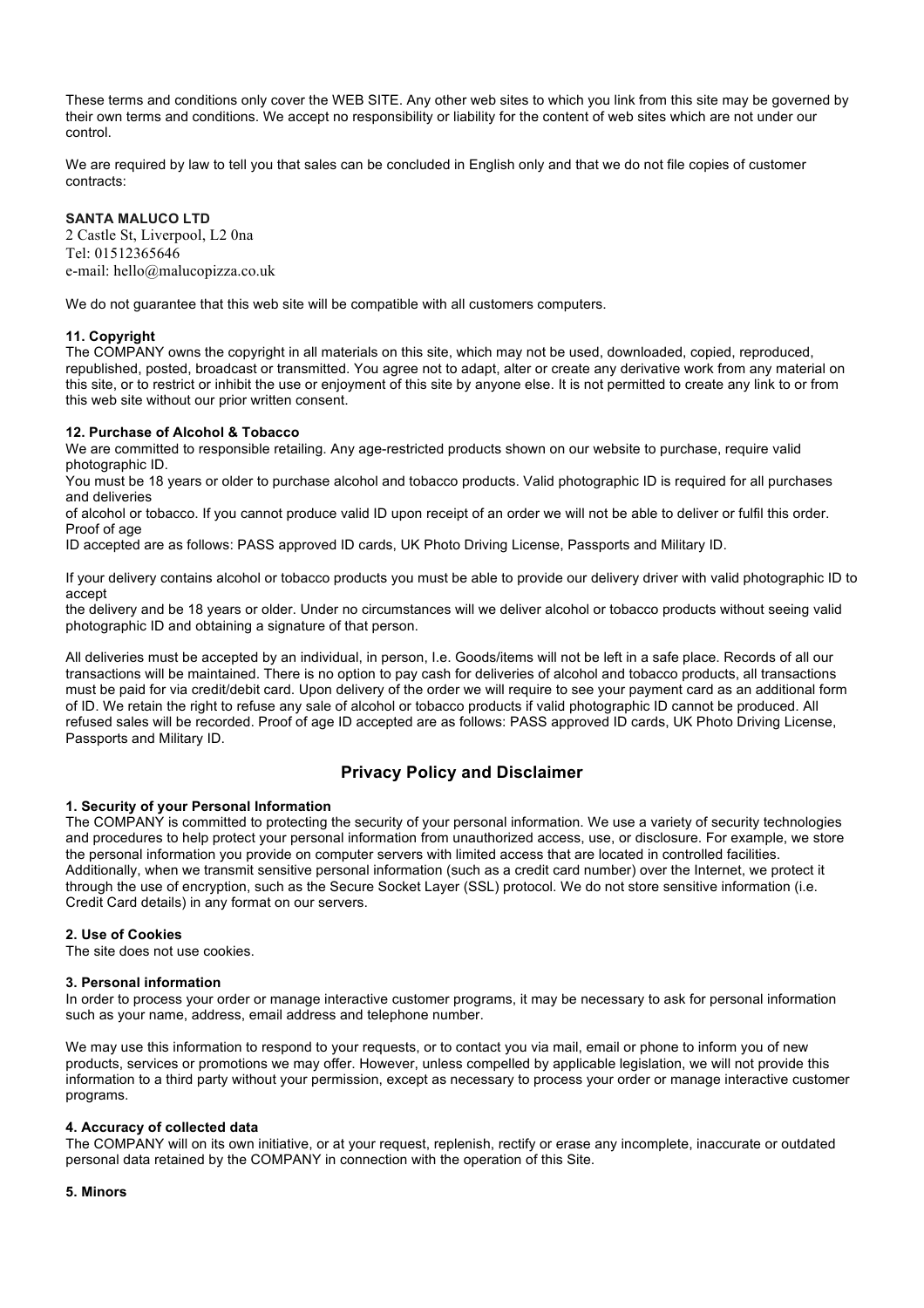These terms and conditions only cover the WEB SITE. Any other web sites to which you link from this site may be governed by their own terms and conditions. We accept no responsibility or liability for the content of web sites which are not under our control.

We are required by law to tell you that sales can be concluded in English only and that we do not file copies of customer contracts:

**SANTA MALUCO LTD**
2 Castle St, Liverpool, L2 0na
Tel: 01512365646
e-mail: hello@malucopizza.co.uk

We do not guarantee that this web site will be compatible with all customers computers.

**11. Copyright**
The COMPANY owns the copyright in all materials on this site, which may not be used, downloaded, copied, reproduced, republished, posted, broadcast or transmitted. You agree not to adapt, alter or create any derivative work from any material on this site, or to restrict or inhibit the use or enjoyment of this site by anyone else. It is not permitted to create any link to or from this web site without our prior written consent.

**12. Purchase of Alcohol & Tobacco**
We are committed to responsible retailing. Any age-restricted products shown on our website to purchase, require valid photographic ID.
You must be 18 years or older to purchase alcohol and tobacco products. Valid photographic ID is required for all purchases and deliveries
of alcohol or tobacco. If you cannot produce valid ID upon receipt of an order we will not be able to deliver or fulfil this order. Proof of age
ID accepted are as follows: PASS approved ID cards, UK Photo Driving License, Passports and Military ID.

If your delivery contains alcohol or tobacco products you must be able to provide our delivery driver with valid photographic ID to accept
the delivery and be 18 years or older. Under no circumstances will we deliver alcohol or tobacco products without seeing valid photographic ID and obtaining a signature of that person.

All deliveries must be accepted by an individual, in person, I.e. Goods/items will not be left in a safe place. Records of all our transactions will be maintained. There is no option to pay cash for deliveries of alcohol and tobacco products, all transactions must be paid for via credit/debit card. Upon delivery of the order we will require to see your payment card as an additional form of ID. We retain the right to refuse any sale of alcohol or tobacco products if valid photographic ID cannot be produced. All refused sales will be recorded. Proof of age ID accepted are as follows: PASS approved ID cards, UK Photo Driving License, Passports and Military ID.

## Privacy Policy and Disclaimer

**1. Security of your Personal Information**
The COMPANY is committed to protecting the security of your personal information. We use a variety of security technologies and procedures to help protect your personal information from unauthorized access, use, or disclosure. For example, we store the personal information you provide on computer servers with limited access that are located in controlled facilities. Additionally, when we transmit sensitive personal information (such as a credit card number) over the Internet, we protect it through the use of encryption, such as the Secure Socket Layer (SSL) protocol. We do not store sensitive information (i.e. Credit Card details) in any format on our servers.

**2. Use of Cookies**
The site does not use cookies.

**3. Personal information**
In order to process your order or manage interactive customer programs, it may be necessary to ask for personal information such as your name, address, email address and telephone number.

We may use this information to respond to your requests, or to contact you via mail, email or phone to inform you of new products, services or promotions we may offer. However, unless compelled by applicable legislation, we will not provide this information to a third party without your permission, except as necessary to process your order or manage interactive customer programs.

**4. Accuracy of collected data**
The COMPANY will on its own initiative, or at your request, replenish, rectify or erase any incomplete, inaccurate or outdated personal data retained by the COMPANY in connection with the operation of this Site.

**5. Minors**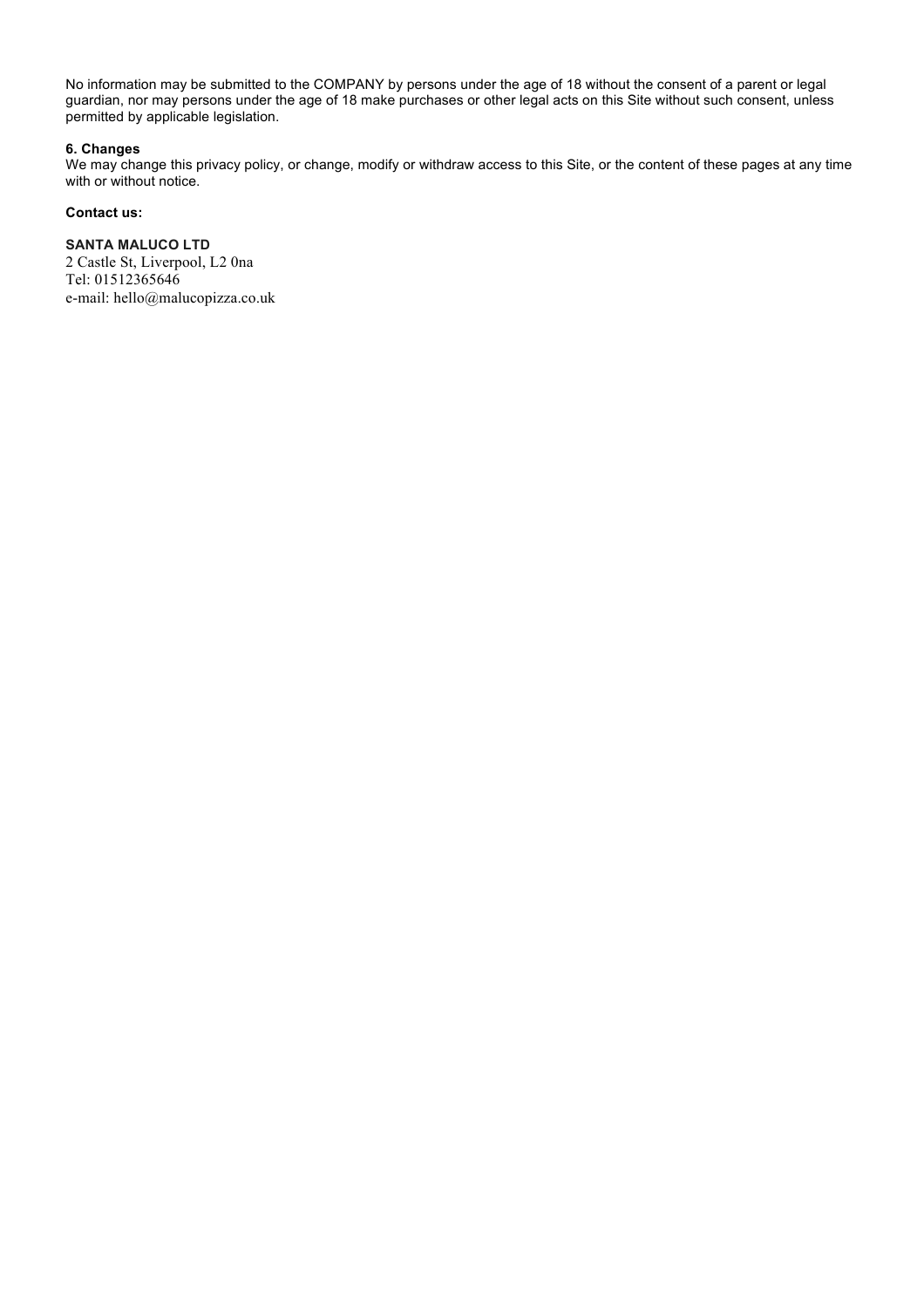No information may be submitted to the COMPANY by persons under the age of 18 without the consent of a parent or legal guardian, nor may persons under the age of 18 make purchases or other legal acts on this Site without such consent, unless permitted by applicable legislation.

**6. Changes**

We may change this privacy policy, or change, modify or withdraw access to this Site, or the content of these pages at any time with or without notice.

**Contact us:**

**SANTA MALUCO LTD**
2 Castle St, Liverpool, L2 0na
Tel: 01512365646
e-mail: hello@malucopizza.co.uk